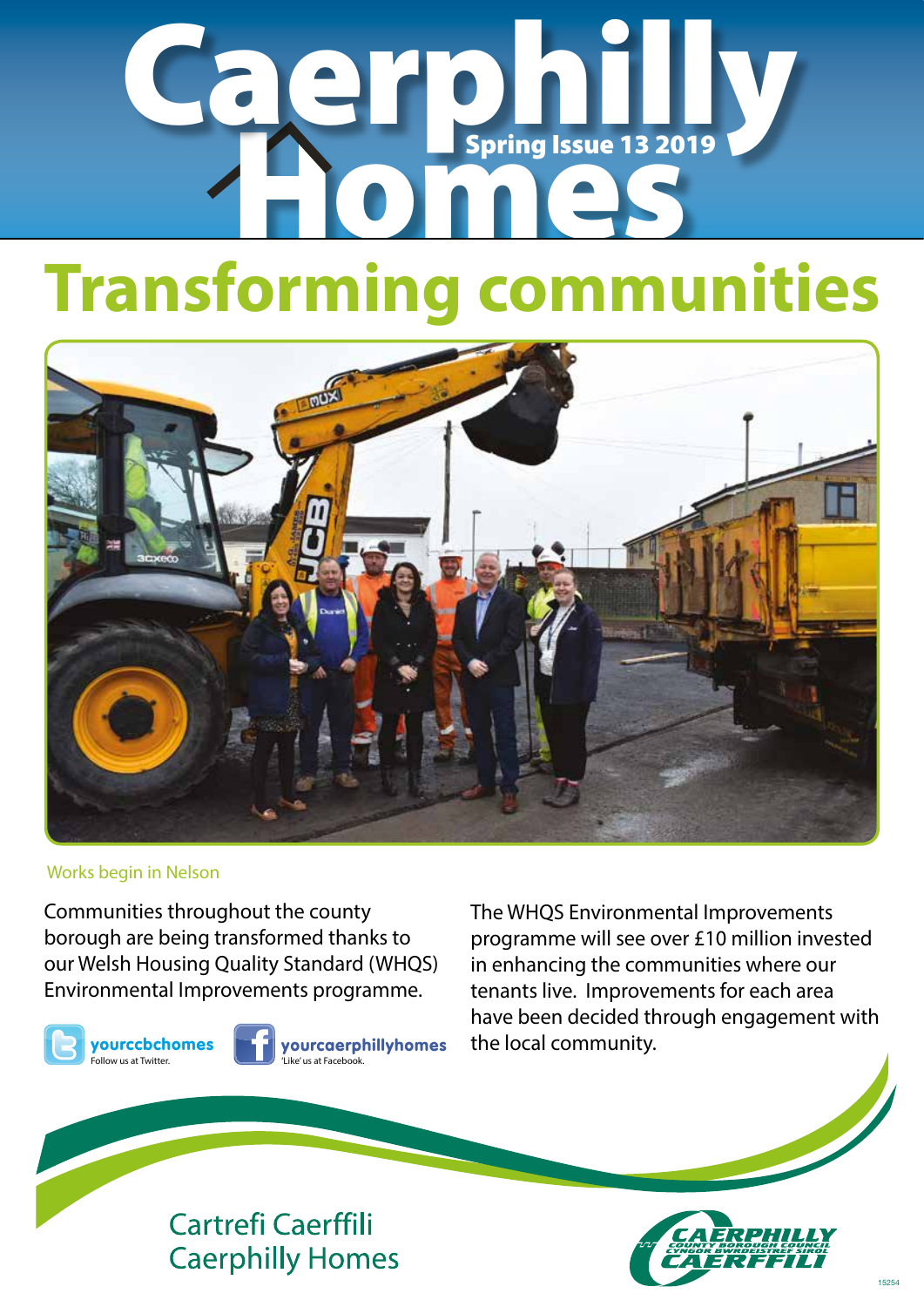# Caerphilly Homes

Spring Issue 13 2019

# Transforming communities

Works begin in Nelson

Communities throughout the county borough are being transformed thanks to our Welsh Housing Quality Standard (WHQS) Environmental Improvements programme.

**yourccbchomes**
Follow us at Twitter.

**yourcaerphillyhomes**
'Like' us at Facebook.

The WHQS Environmental Improvements programme will see over £10 million invested in enhancing the communities where our tenants live. Improvements for each area have been decided through engagement with the local community.

Cartrefi Caerffili
Caerphilly Homes

CAERPHILLY COUNTY BOROUGH COUNCIL
CYNGOR BWRDEISTREF SIROL CAERFFILI

15254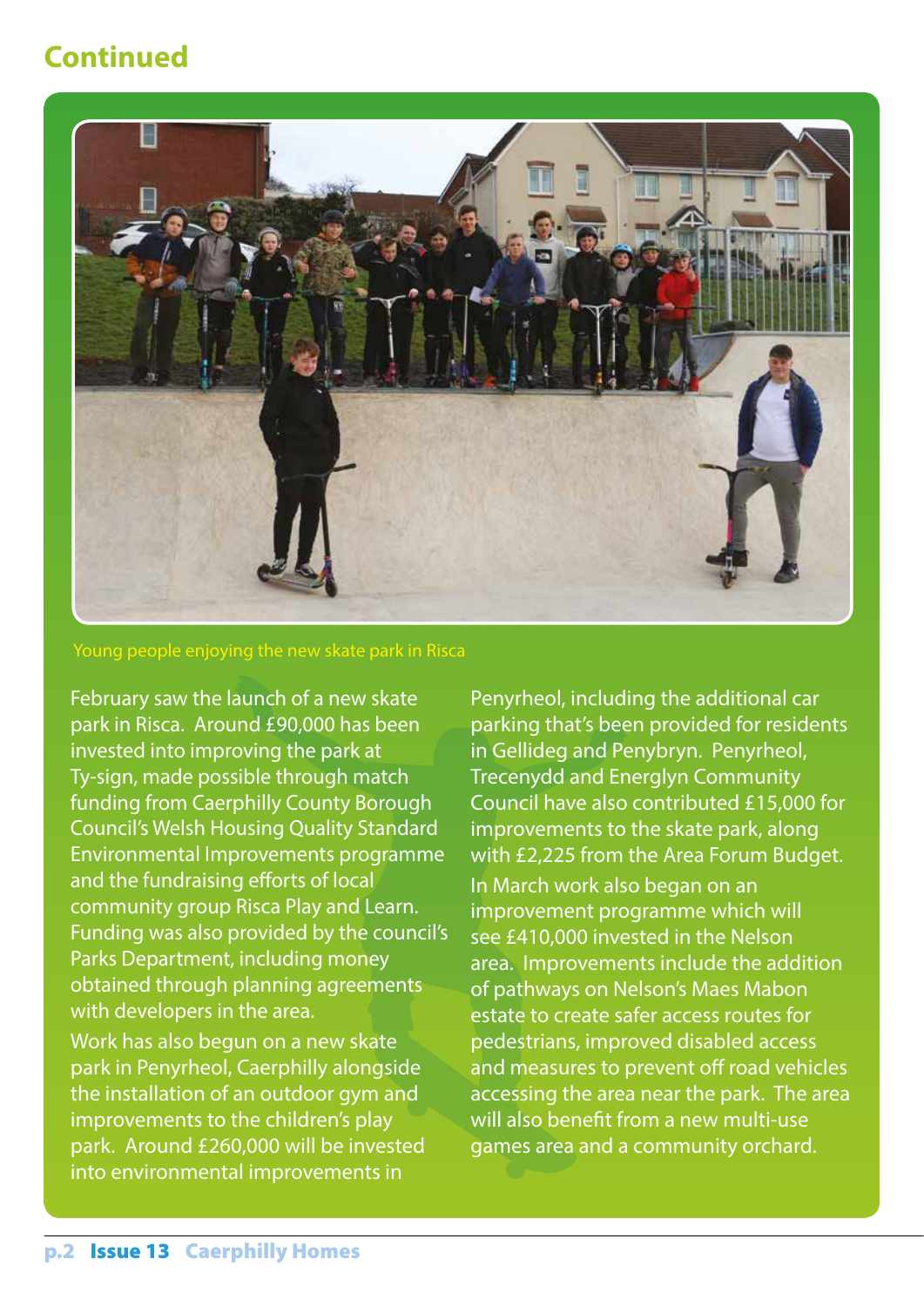## Continued

Young people enjoying the new skate park in Risca

February saw the launch of a new skate park in Risca. Around £90,000 has been invested into improving the park at Ty-sign, made possible through match funding from Caerphilly County Borough Council's Welsh Housing Quality Standard Environmental Improvements programme and the fundraising efforts of local community group Risca Play and Learn. Funding was also provided by the council's Parks Department, including money obtained through planning agreements with developers in the area.

Work has also begun on a new skate park in Penyrheol, Caerphilly alongside the installation of an outdoor gym and improvements to the children's play park. Around £260,000 will be invested into environmental improvements in Penyrheol, including the additional car parking that's been provided for residents in Gellideg and Penybryn. Penyrheol, Trecenydd and Energlyn Community Council have also contributed £15,000 for improvements to the skate park, along with £2,225 from the Area Forum Budget.

In March work also began on an improvement programme which will see £410,000 invested in the Nelson area. Improvements include the addition of pathways on Nelson's Maes Mabon estate to create safer access routes for pedestrians, improved disabled access and measures to prevent off road vehicles accessing the area near the park. The area will also benefit from a new multi-use games area and a community orchard.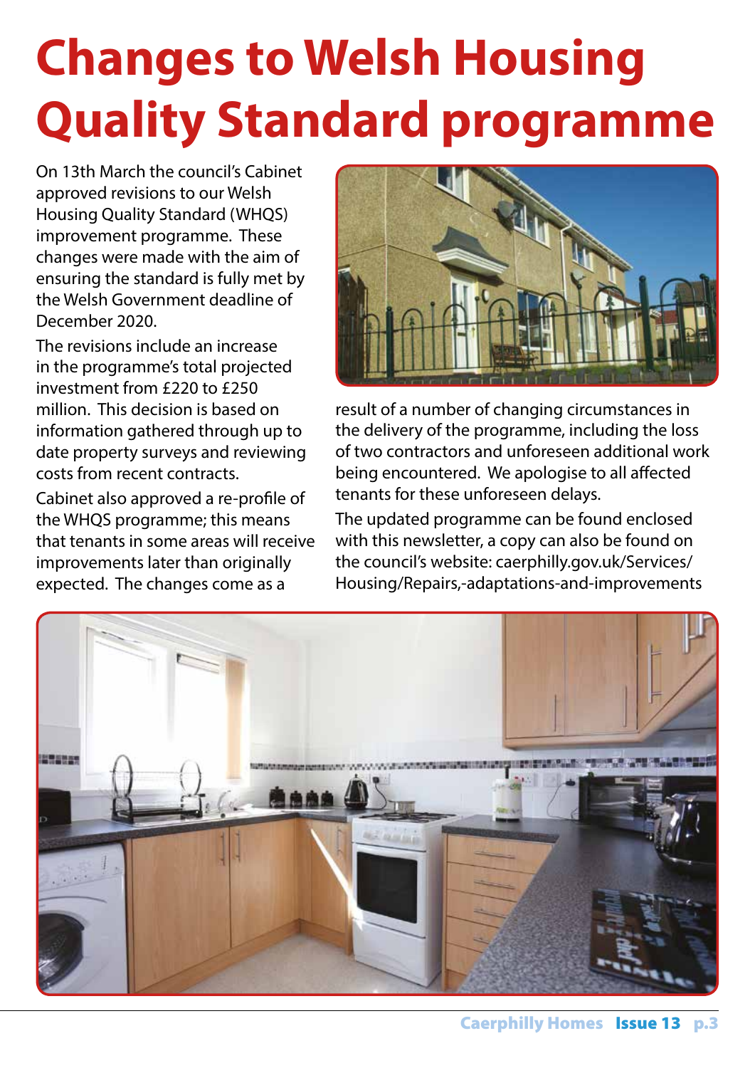# Changes to Welsh Housing Quality Standard programme

On 13th March the council's Cabinet approved revisions to our Welsh Housing Quality Standard (WHQS) improvement programme. These changes were made with the aim of ensuring the standard is fully met by the Welsh Government deadline of December 2020.

The revisions include an increase in the programme's total projected investment from £220 to £250 million. This decision is based on information gathered through up to date property surveys and reviewing costs from recent contracts.

Cabinet also approved a re-profile of the WHQS programme; this means that tenants in some areas will receive improvements later than originally expected. The changes come as a result of a number of changing circumstances in the delivery of the programme, including the loss of two contractors and unforeseen additional work being encountered. We apologise to all affected tenants for these unforeseen delays.

The updated programme can be found enclosed with this newsletter, a copy can also be found on the council's website: caerphilly.gov.uk/Services/Housing/Repairs,-adaptations-and-improvements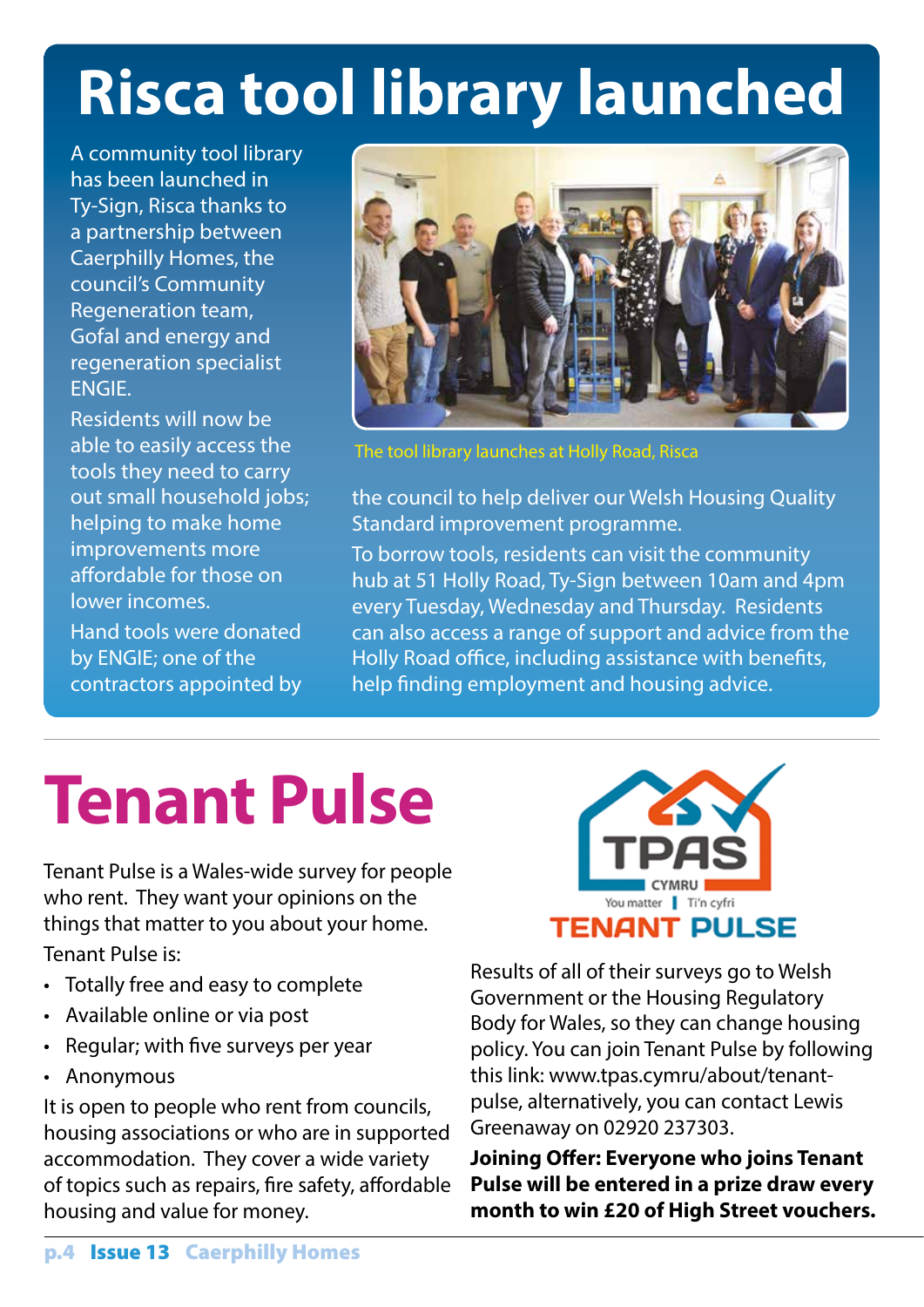# Risca tool library launched

A community tool library has been launched in Ty-Sign, Risca thanks to a partnership between Caerphilly Homes, the council's Community Regeneration team, Gofal and energy and regeneration specialist ENGIE.

Residents will now be able to easily access the tools they need to carry out small household jobs; helping to make home improvements more affordable for those on lower incomes.

Hand tools were donated by ENGIE; one of the contractors appointed by the council to help deliver our Welsh Housing Quality Standard improvement programme.

The tool library launches at Holly Road, Risca

To borrow tools, residents can visit the community hub at 51 Holly Road, Ty-Sign between 10am and 4pm every Tuesday, Wednesday and Thursday. Residents can also access a range of support and advice from the Holly Road office, including assistance with benefits, help finding employment and housing advice.

# Tenant Pulse

Tenant Pulse is a Wales-wide survey for people who rent. They want your opinions on the things that matter to you about your home.

Tenant Pulse is:

- Totally free and easy to complete
- Available online or via post
- Regular; with five surveys per year
- Anonymous

It is open to people who rent from councils, housing associations or who are in supported accommodation. They cover a wide variety of topics such as repairs, fire safety, affordable housing and value for money.

TPAS CYMRU You matter | Ti'n cyfri
TENANT PULSE

Results of all of their surveys go to Welsh Government or the Housing Regulatory Body for Wales, so they can change housing policy. You can join Tenant Pulse by following this link: www.tpas.cymru/about/tenant-pulse, alternatively, you can contact Lewis Greenaway on 02920 237303.

**Joining Offer: Everyone who joins Tenant Pulse will be entered in a prize draw every month to win £20 of High Street vouchers.**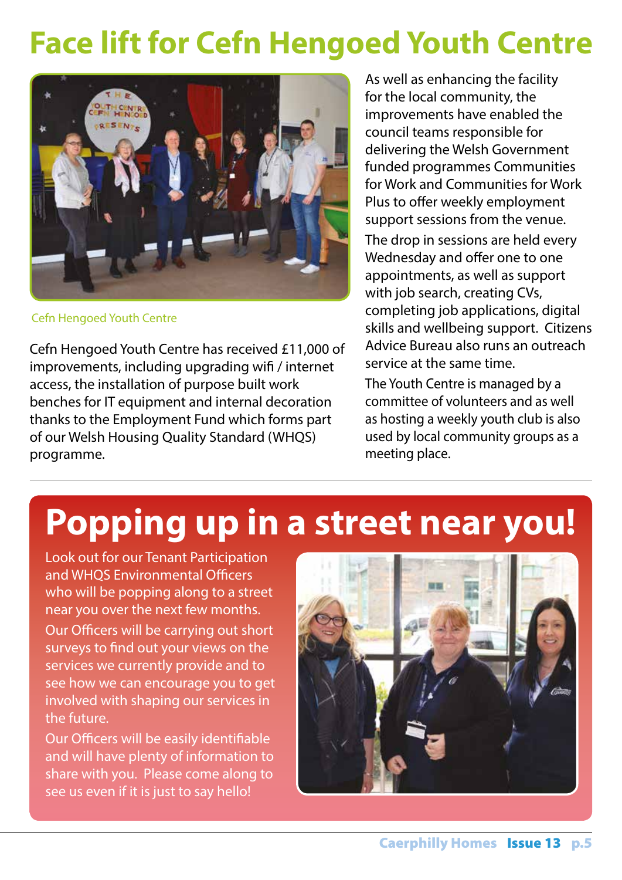# Face lift for Cefn Hengoed Youth Centre

Cefn Hengoed Youth Centre

Cefn Hengoed Youth Centre has received £11,000 of improvements, including upgrading wifi / internet access, the installation of purpose built work benches for IT equipment and internal decoration thanks to the Employment Fund which forms part of our Welsh Housing Quality Standard (WHQS) programme.

As well as enhancing the facility for the local community, the improvements have enabled the council teams responsible for delivering the Welsh Government funded programmes Communities for Work and Communities for Work Plus to offer weekly employment support sessions from the venue.

The drop in sessions are held every Wednesday and offer one to one appointments, as well as support with job search, creating CVs, completing job applications, digital skills and wellbeing support. Citizens Advice Bureau also runs an outreach service at the same time.

The Youth Centre is managed by a committee of volunteers and as well as hosting a weekly youth club is also used by local community groups as a meeting place.

# Popping up in a street near you!

Look out for our Tenant Participation and WHQS Environmental Officers who will be popping along to a street near you over the next few months.

Our Officers will be carrying out short surveys to find out your views on the services we currently provide and to see how we can encourage you to get involved with shaping our services in the future.

Our Officers will be easily identifiable and will have plenty of information to share with you. Please come along to see us even if it is just to say hello!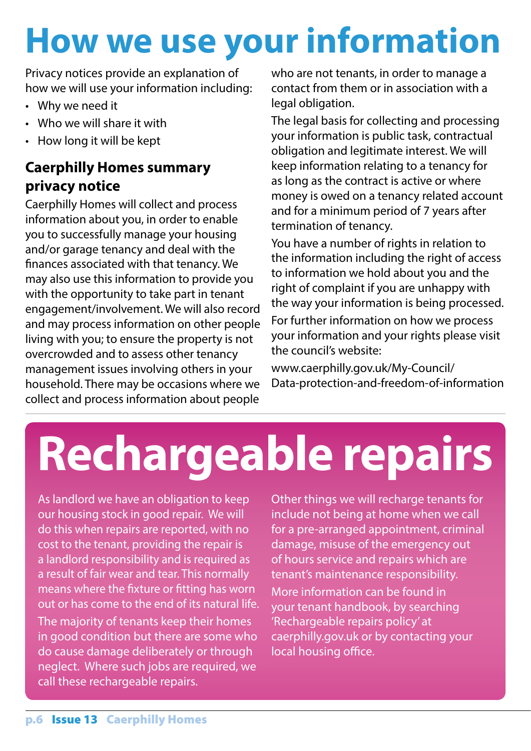# How we use your information

Privacy notices provide an explanation of how we will use your information including:

- Why we need it
- Who we will share it with
- How long it will be kept

## Caerphilly Homes summary privacy notice

Caerphilly Homes will collect and process information about you, in order to enable you to successfully manage your housing and/or garage tenancy and deal with the finances associated with that tenancy. We may also use this information to provide you with the opportunity to take part in tenant engagement/involvement. We will also record and may process information on other people living with you; to ensure the property is not overcrowded and to assess other tenancy management issues involving others in your household. There may be occasions where we collect and process information about people who are not tenants, in order to manage a contact from them or in association with a legal obligation.

The legal basis for collecting and processing your information is public task, contractual obligation and legitimate interest. We will keep information relating to a tenancy for as long as the contract is active or where money is owed on a tenancy related account and for a minimum period of 7 years after termination of tenancy.

You have a number of rights in relation to the information including the right of access to information we hold about you and the right of complaint if you are unhappy with the way your information is being processed.

For further information on how we process your information and your rights please visit the council's website:

www.caerphilly.gov.uk/My-Council/Data-protection-and-freedom-of-information

# Rechargeable repairs

As landlord we have an obligation to keep our housing stock in good repair. We will do this when repairs are reported, with no cost to the tenant, providing the repair is a landlord responsibility and is required as a result of fair wear and tear. This normally means where the fixture or fitting has worn out or has come to the end of its natural life.

The majority of tenants keep their homes in good condition but there are some who do cause damage deliberately or through neglect. Where such jobs are required, we call these rechargeable repairs.

Other things we will recharge tenants for include not being at home when we call for a pre-arranged appointment, criminal damage, misuse of the emergency out of hours service and repairs which are tenant's maintenance responsibility.

More information can be found in your tenant handbook, by searching 'Rechargeable repairs policy' at caerphilly.gov.uk or by contacting your local housing office.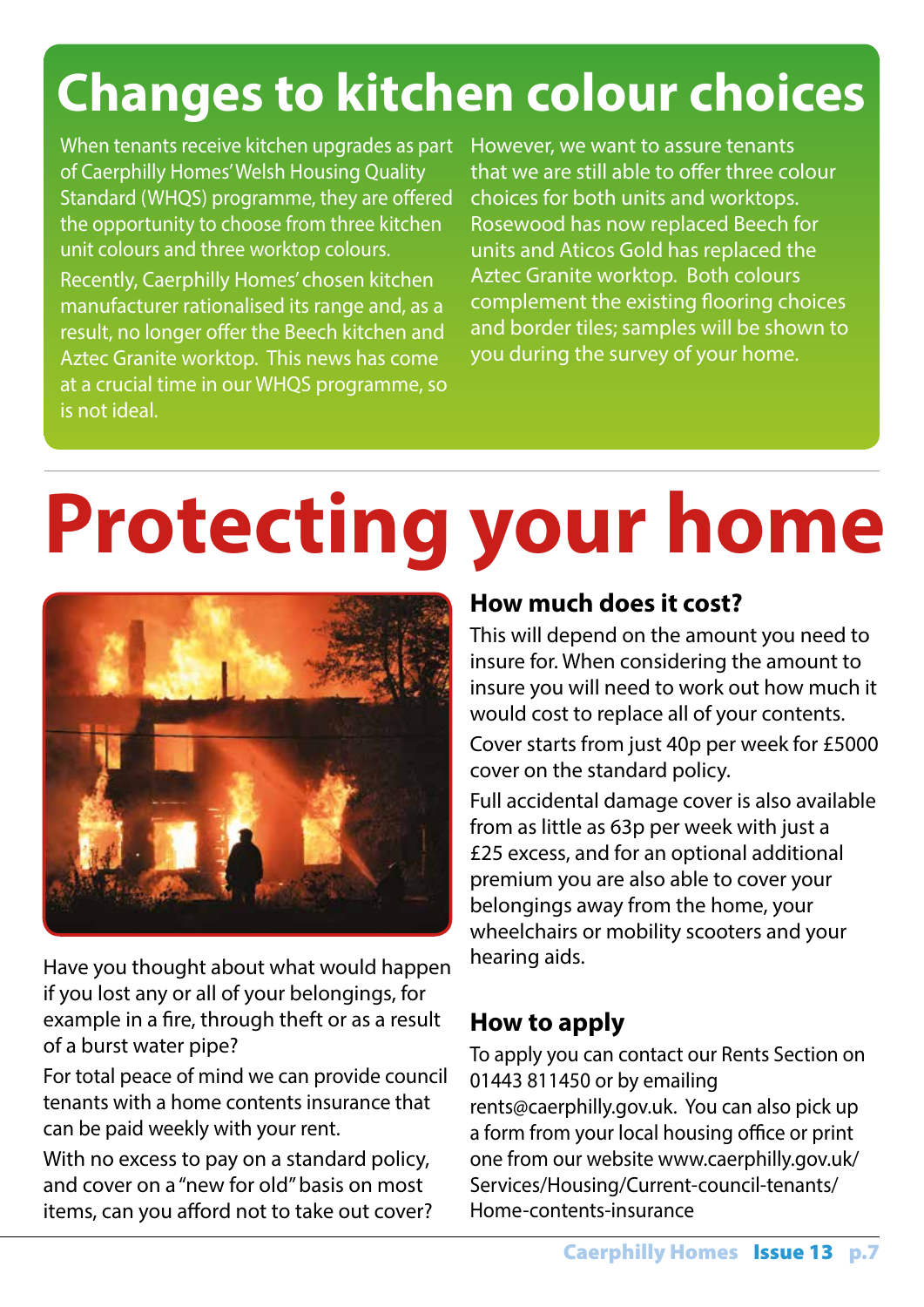# Changes to kitchen colour choices

When tenants receive kitchen upgrades as part of Caerphilly Homes' Welsh Housing Quality Standard (WHQS) programme, they are offered the opportunity to choose from three kitchen unit colours and three worktop colours.

Recently, Caerphilly Homes' chosen kitchen manufacturer rationalised its range and, as a result, no longer offer the Beech kitchen and Aztec Granite worktop. This news has come at a crucial time in our WHQS programme, so is not ideal.

However, we want to assure tenants that we are still able to offer three colour choices for both units and worktops. Rosewood has now replaced Beech for units and Aticos Gold has replaced the Aztec Granite worktop. Both colours complement the existing flooring choices and border tiles; samples will be shown to you during the survey of your home.

# Protecting your home

Have you thought about what would happen if you lost any or all of your belongings, for example in a fire, through theft or as a result of a burst water pipe?

For total peace of mind we can provide council tenants with a home contents insurance that can be paid weekly with your rent.

With no excess to pay on a standard policy, and cover on a "new for old" basis on most items, can you afford not to take out cover?

## How much does it cost?

This will depend on the amount you need to insure for. When considering the amount to insure you will need to work out how much it would cost to replace all of your contents.

Cover starts from just 40p per week for £5000 cover on the standard policy.

Full accidental damage cover is also available from as little as 63p per week with just a £25 excess, and for an optional additional premium you are also able to cover your belongings away from the home, your wheelchairs or mobility scooters and your hearing aids.

## How to apply

To apply you can contact our Rents Section on 01443 811450 or by emailing rents@caerphilly.gov.uk. You can also pick up a form from your local housing office or print one from our website www.caerphilly.gov.uk/Services/Housing/Current-council-tenants/Home-contents-insurance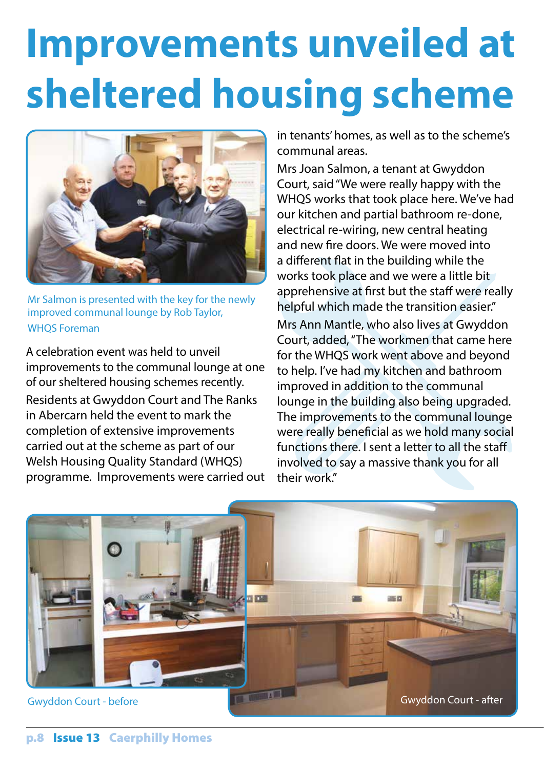# Improvements unveiled at sheltered housing scheme

Mr Salmon is presented with the key for the newly improved communal lounge by Rob Taylor, WHQS Foreman

A celebration event was held to unveil improvements to the communal lounge at one of our sheltered housing schemes recently.

Residents at Gwyddon Court and The Ranks in Abercarn held the event to mark the completion of extensive improvements carried out at the scheme as part of our Welsh Housing Quality Standard (WHQS) programme. Improvements were carried out in tenants' homes, as well as to the scheme's communal areas.

Mrs Joan Salmon, a tenant at Gwyddon Court, said "We were really happy with the WHQS works that took place here. We've had our kitchen and partial bathroom re-done, electrical re-wiring, new central heating and new fire doors. We were moved into a different flat in the building while the works took place and we were a little bit apprehensive at first but the staff were really helpful which made the transition easier."

Mrs Ann Mantle, who also lives at Gwyddon Court, added, "The workmen that came here for the WHQS work went above and beyond to help. I've had my kitchen and bathroom improved in addition to the communal lounge in the building also being upgraded. The improvements to the communal lounge were really beneficial as we hold many social functions there. I sent a letter to all the staff involved to say a massive thank you for all their work."

Gwyddon Court - before

Gwyddon Court - after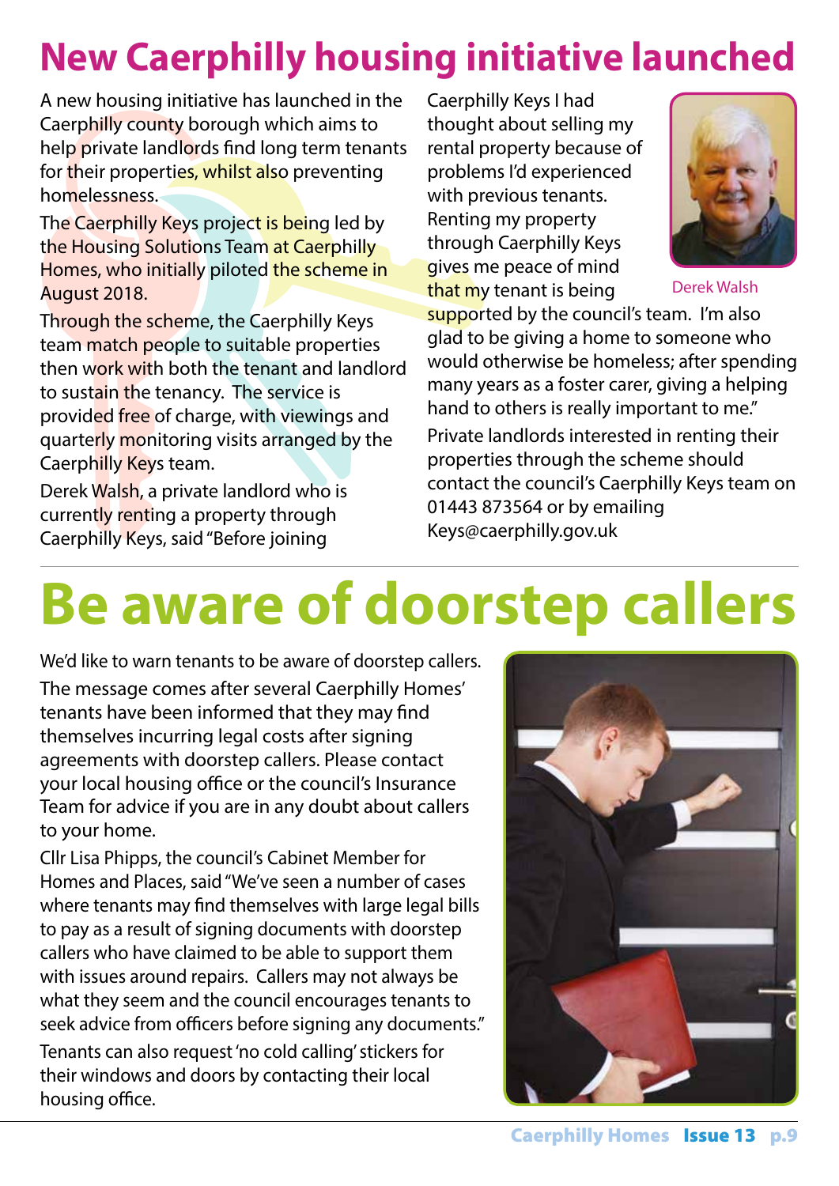# New Caerphilly housing initiative launched

A new housing initiative has launched in the Caerphilly county borough which aims to help private landlords find long term tenants for their properties, whilst also preventing homelessness.

The Caerphilly Keys project is being led by the Housing Solutions Team at Caerphilly Homes, who initially piloted the scheme in August 2018.

Through the scheme, the Caerphilly Keys team match people to suitable properties then work with both the tenant and landlord to sustain the tenancy. The service is provided free of charge, with viewings and quarterly monitoring visits arranged by the Caerphilly Keys team.

Derek Walsh, a private landlord who is currently renting a property through Caerphilly Keys, said "Before joining Caerphilly Keys I had thought about selling my rental property because of problems I'd experienced with previous tenants. Renting my property through Caerphilly Keys gives me peace of mind that my tenant is being supported by the council's team. I'm also glad to be giving a home to someone who would otherwise be homeless; after spending many years as a foster carer, giving a helping hand to others is really important to me."

Derek Walsh

Private landlords interested in renting their properties through the scheme should contact the council's Caerphilly Keys team on 01443 873564 or by emailing Keys@caerphilly.gov.uk

# Be aware of doorstep callers

We'd like to warn tenants to be aware of doorstep callers.

The message comes after several Caerphilly Homes' tenants have been informed that they may find themselves incurring legal costs after signing agreements with doorstep callers. Please contact your local housing office or the council's Insurance Team for advice if you are in any doubt about callers to your home.

Cllr Lisa Phipps, the council's Cabinet Member for Homes and Places, said "We've seen a number of cases where tenants may find themselves with large legal bills to pay as a result of signing documents with doorstep callers who have claimed to be able to support them with issues around repairs. Callers may not always be what they seem and the council encourages tenants to seek advice from officers before signing any documents."

Tenants can also request 'no cold calling' stickers for their windows and doors by contacting their local housing office.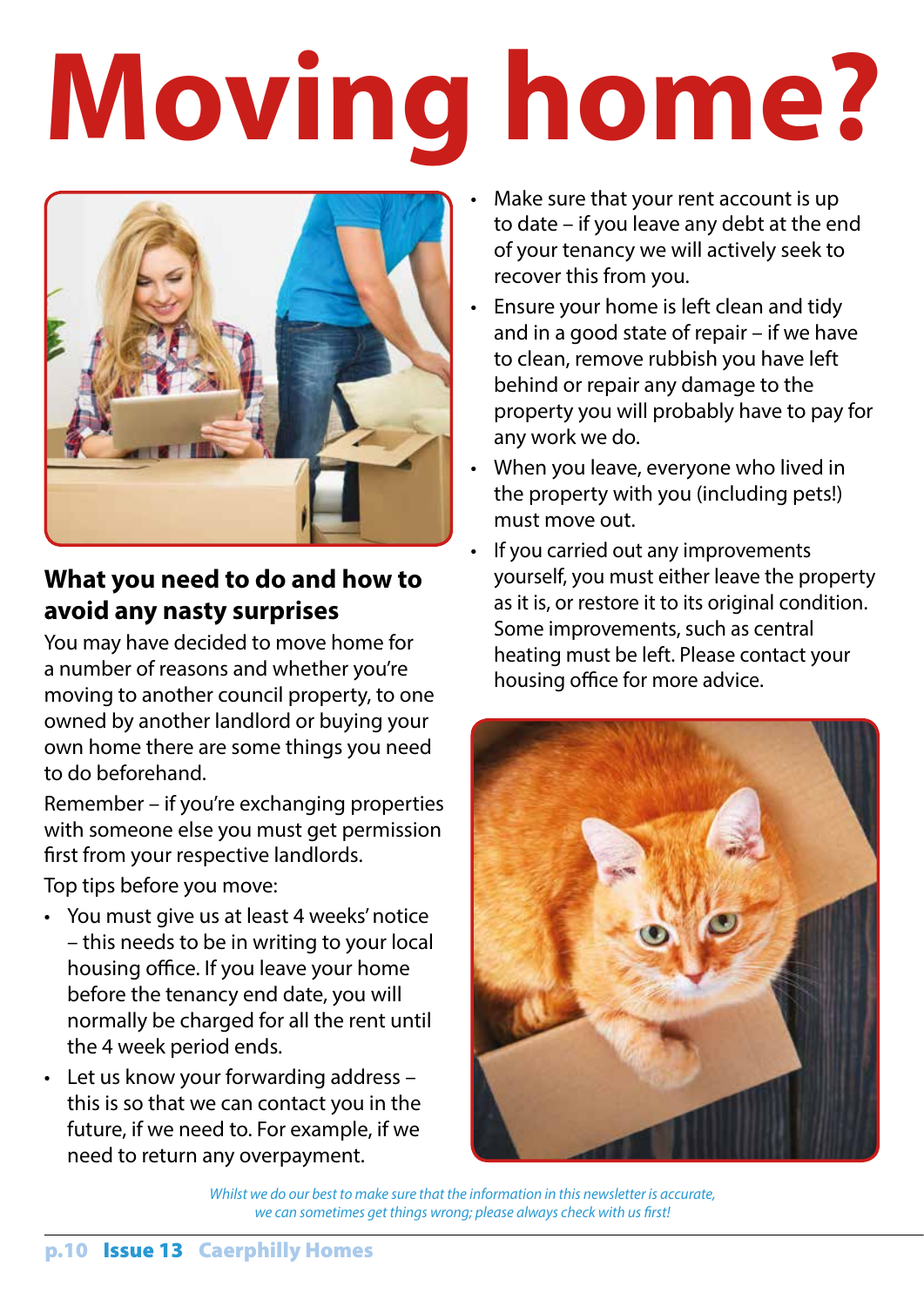# Moving home?

## What you need to do and how to avoid any nasty surprises

You may have decided to move home for a number of reasons and whether you're moving to another council property, to one owned by another landlord or buying your own home there are some things you need to do beforehand.

Remember – if you're exchanging properties with someone else you must get permission first from your respective landlords.

Top tips before you move:

- You must give us at least 4 weeks' notice – this needs to be in writing to your local housing office. If you leave your home before the tenancy end date, you will normally be charged for all the rent until the 4 week period ends.
- Let us know your forwarding address – this is so that we can contact you in the future, if we need to. For example, if we need to return any overpayment.
- Make sure that your rent account is up to date – if you leave any debt at the end of your tenancy we will actively seek to recover this from you.
- Ensure your home is left clean and tidy and in a good state of repair – if we have to clean, remove rubbish you have left behind or repair any damage to the property you will probably have to pay for any work we do.
- When you leave, everyone who lived in the property with you (including pets!) must move out.
- If you carried out any improvements yourself, you must either leave the property as it is, or restore it to its original condition. Some improvements, such as central heating must be left. Please contact your housing office for more advice.

*Whilst we do our best to make sure that the information in this newsletter is accurate, we can sometimes get things wrong; please always check with us first!*